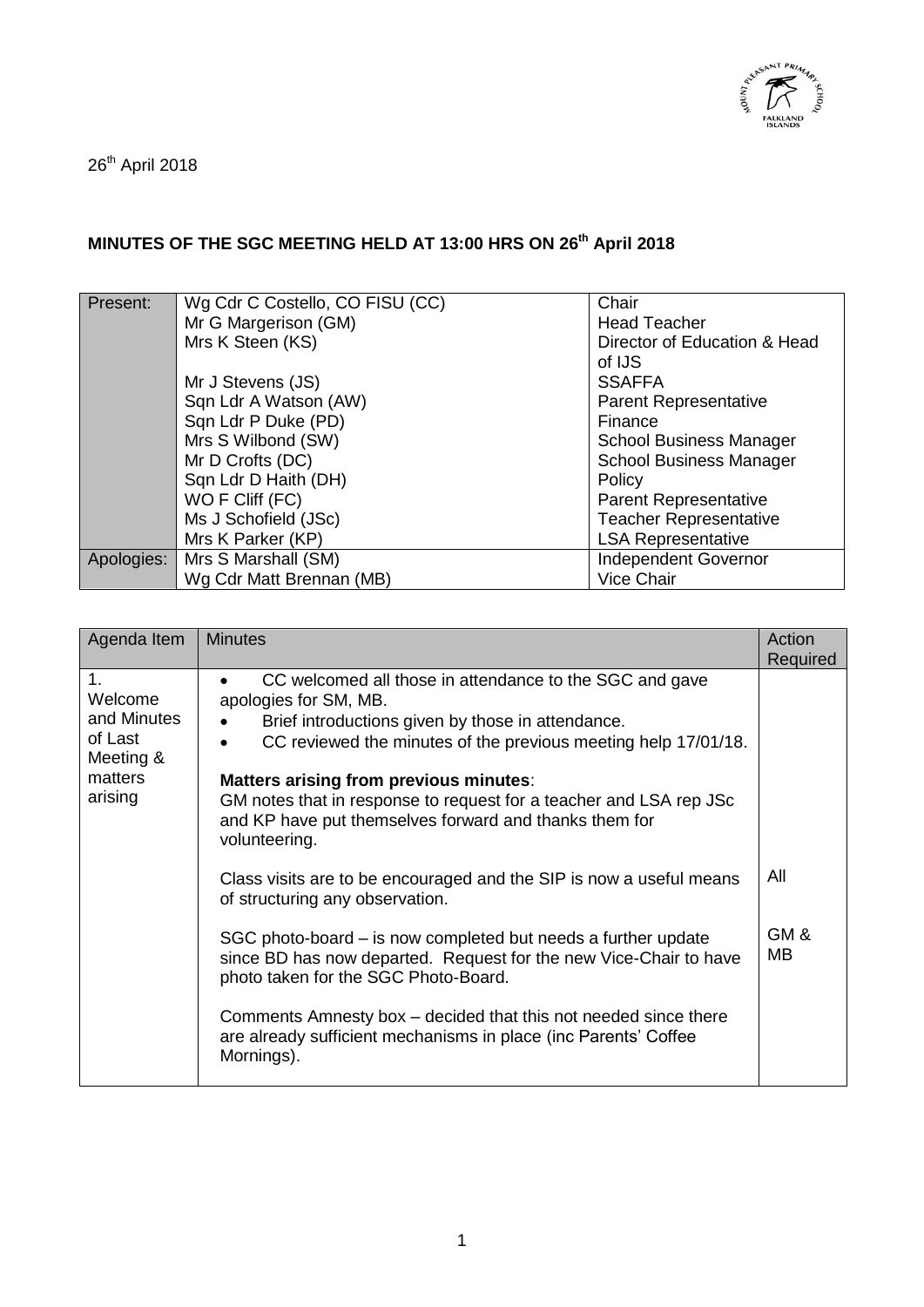26th April 2018

**MINUTES OF THE SGC MEETING HELD AT 13:00 HRS ON 26th April 2018**

| | | |
|---|---|---|
| Present: | Wg Cdr C Costello, CO FISU (CC) | Chair |
| | Mr G Margerison (GM) | Head Teacher |
| | Mrs K Steen (KS) | Director of Education & Head of IJS |
| | Mr J Stevens (JS) | SSAFFA |
| | Sqn Ldr A Watson (AW) | Parent Representative |
| | Sqn Ldr P Duke (PD) | Finance |
| | Mrs S Wilbond (SW) | School Business Manager |
| | Mr D Crofts (DC) | School Business Manager |
| | Sqn Ldr D Haith (DH) | Policy |
| | WO F Cliff (FC) | Parent Representative |
| | Ms J Schofield (JSc) | Teacher Representative |
| | Mrs K Parker (KP) | LSA Representative |
| Apologies: | Mrs S Marshall (SM) | Independent Governor |
| | Wg Cdr Matt Brennan (MB) | Vice Chair |

| Agenda Item | Minutes | Action Required |
|---|---|---|
| 1. Welcome and Minutes of Last Meeting & matters arising | • CC welcomed all those in attendance to the SGC and gave apologies for SM, MB.<br>• Brief introductions given by those in attendance.<br>• CC reviewed the minutes of the previous meeting help 17/01/18.<br><br>**Matters arising from previous minutes**:<br>GM notes that in response to request for a teacher and LSA rep JSc and KP have put themselves forward and thanks them for volunteering. | |
| | Class visits are to be encouraged and the SIP is now a useful means of structuring any observation. | All |
| | SGC photo-board – is now completed but needs a further update since BD has now departed. Request for the new Vice-Chair to have photo taken for the SGC Photo-Board. | GM & MB |
| | Comments Amnesty box – decided that this not needed since there are already sufficient mechanisms in place (inc Parents' Coffee Mornings). | |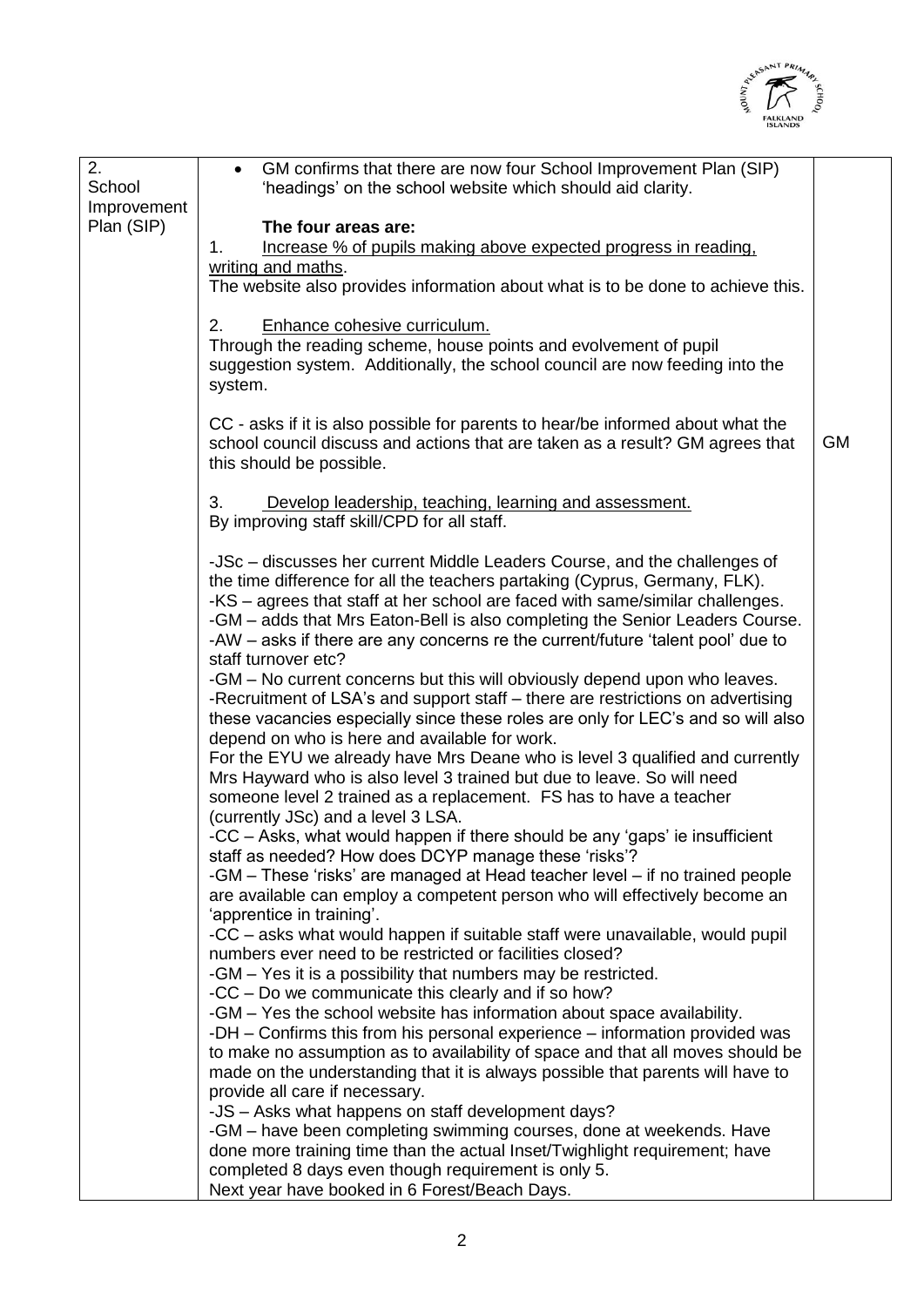| 2. School Improvement Plan (SIP) | • GM confirms that there are now four School Improvement Plan (SIP) 'headings' on the school website which should aid clarity.<br><br>**The four areas are:**<br>1. <u>Increase % of pupils making above expected progress in reading, writing and maths</u>.<br>The website also provides information about what is to be done to achieve this.<br><br>2. <u>Enhance cohesive curriculum.</u><br>Through the reading scheme, house points and evolvement of pupil suggestion system. Additionally, the school council are now feeding into the system.<br><br>CC - asks if it is also possible for parents to hear/be informed about what the school council discuss and actions that are taken as a result? GM agrees that this should be possible.<br><br>3. <u>Develop leadership, teaching, learning and assessment.</u><br>By improving staff skill/CPD for all staff.<br><br>-JSc – discusses her current Middle Leaders Course, and the challenges of the time difference for all the teachers partaking (Cyprus, Germany, FLK).<br>-KS – agrees that staff at her school are faced with same/similar challenges.<br>-GM – adds that Mrs Eaton-Bell is also completing the Senior Leaders Course.<br>-AW – asks if there are any concerns re the current/future 'talent pool' due to staff turnover etc?<br>-GM – No current concerns but this will obviously depend upon who leaves.<br>-Recruitment of LSA's and support staff – there are restrictions on advertising these vacancies especially since these roles are only for LEC's and so will also depend on who is here and available for work.<br>For the EYU we already have Mrs Deane who is level 3 qualified and currently Mrs Hayward who is also level 3 trained but due to leave. So will need someone level 2 trained as a replacement. FS has to have a teacher (currently JSc) and a level 3 LSA.<br>-CC – Asks, what would happen if there should be any 'gaps' ie insufficient staff as needed? How does DCYP manage these 'risks'?<br>-GM – These 'risks' are managed at Head teacher level – if no trained people are available can employ a competent person who will effectively become an 'apprentice in training'.<br>-CC – asks what would happen if suitable staff were unavailable, would pupil numbers ever need to be restricted or facilities closed?<br>-GM – Yes it is a possibility that numbers may be restricted.<br>-CC – Do we communicate this clearly and if so how?<br>-GM – Yes the school website has information about space availability.<br>-DH – Confirms this from his personal experience – information provided was to make no assumption as to availability of space and that all moves should be made on the understanding that it is always possible that parents will have to provide all care if necessary.<br>-JS – Asks what happens on staff development days?<br>-GM – have been completing swimming courses, done at weekends. Have done more training time than the actual Inset/Twighlight requirement; have completed 8 days even though requirement is only 5.<br>Next year have booked in 6 Forest/Beach Days. | GM |
|---|---|---|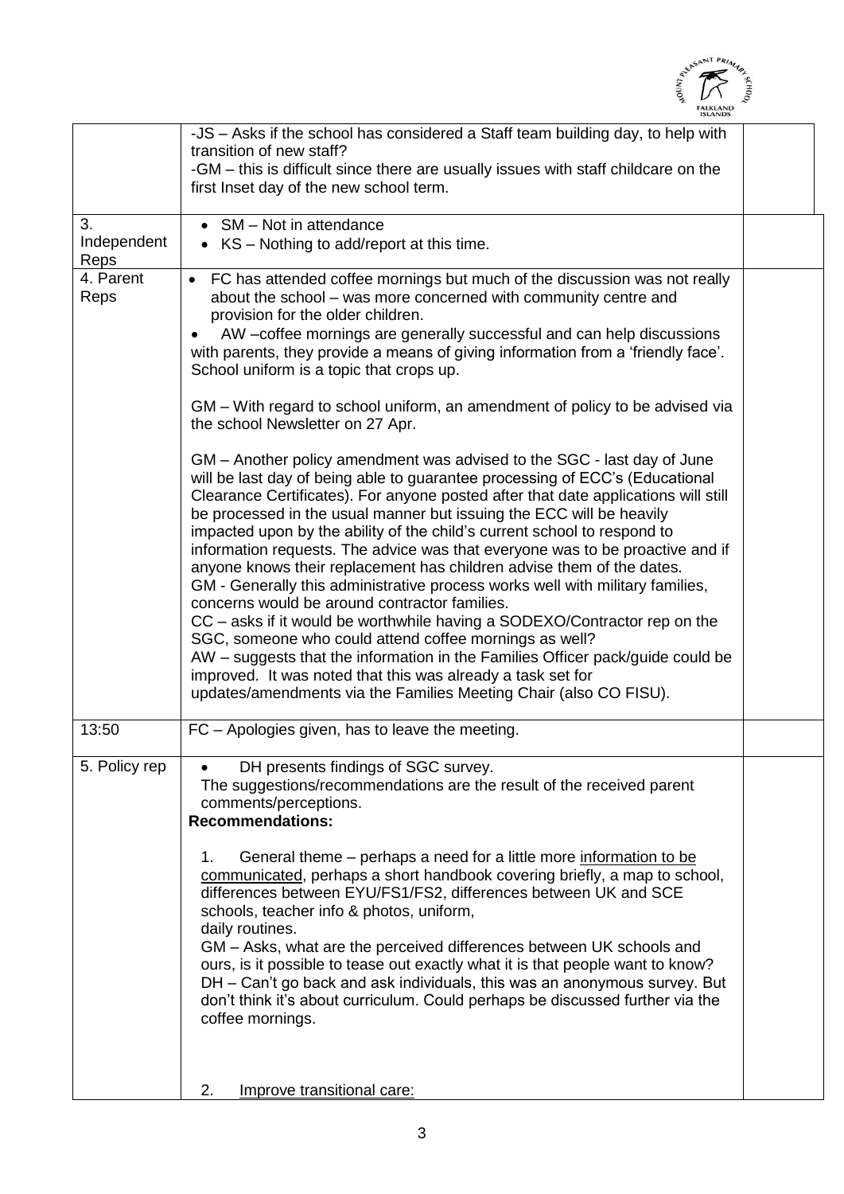| | | |
|---|---|---|
| | -JS – Asks if the school has considered a Staff team building day, to help with transition of new staff?<br>-GM – this is difficult since there are usually issues with staff childcare on the first Inset day of the new school term. | |
| 3. Independent Reps | • SM – Not in attendance<br>• KS – Nothing to add/report at this time. | |
| 4. Parent Reps | • FC has attended coffee mornings but much of the discussion was not really about the school – was more concerned with community centre and provision for the older children.<br>• AW –coffee mornings are generally successful and can help discussions with parents, they provide a means of giving information from a 'friendly face'. School uniform is a topic that crops up.<br><br>GM – With regard to school uniform, an amendment of policy to be advised via the school Newsletter on 27 Apr.<br><br>GM – Another policy amendment was advised to the SGC - last day of June will be last day of being able to guarantee processing of ECC's (Educational Clearance Certificates). For anyone posted after that date applications will still be processed in the usual manner but issuing the ECC will be heavily impacted upon by the ability of the child's current school to respond to information requests. The advice was that everyone was to be proactive and if anyone knows their replacement has children advise them of the dates.<br>GM - Generally this administrative process works well with military families, concerns would be around contractor families.<br>CC – asks if it would be worthwhile having a SODEXO/Contractor rep on the SGC, someone who could attend coffee mornings as well?<br>AW – suggests that the information in the Families Officer pack/guide could be improved. It was noted that this was already a task set for updates/amendments via the Families Meeting Chair (also CO FISU). | |
| 13:50 | FC – Apologies given, has to leave the meeting. | |
| 5. Policy rep | • DH presents findings of SGC survey.<br>The suggestions/recommendations are the result of the received parent comments/perceptions.<br>**Recommendations:**<br><br>1. General theme – perhaps a need for a little more <u>information to be communicated</u>, perhaps a short handbook covering briefly, a map to school, differences between EYU/FS1/FS2, differences between UK and SCE schools, teacher info & photos, uniform, daily routines.<br>GM – Asks, what are the perceived differences between UK schools and ours, is it possible to tease out exactly what it is that people want to know?<br>DH – Can't go back and ask individuals, this was an anonymous survey. But don't think it's about curriculum. Could perhaps be discussed further via the coffee mornings.<br><br>2. <u>Improve transitional care:</u> | |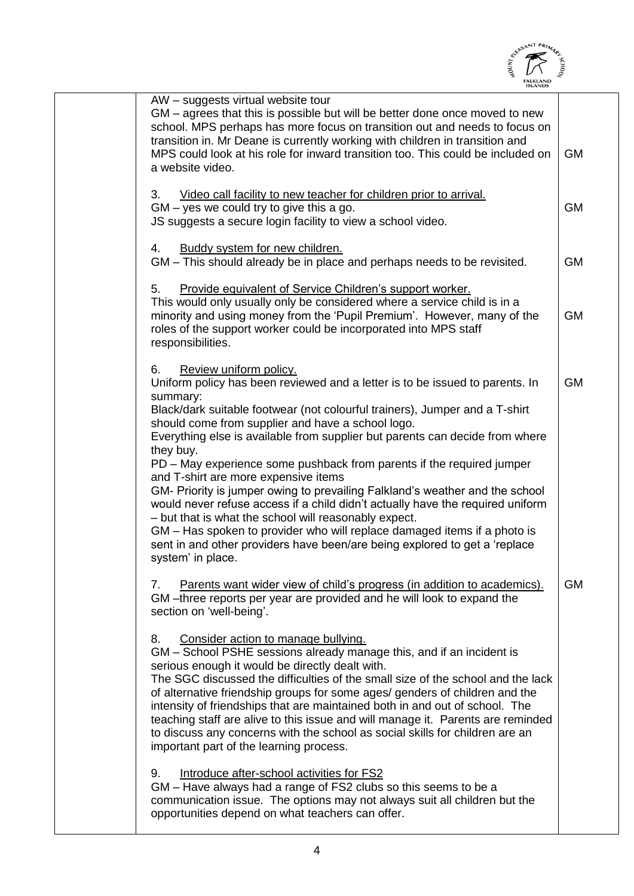| | | |
|---|---|---|
| | AW – suggests virtual website tour<br>GM – agrees that this is possible but will be better done once moved to new school. MPS perhaps has more focus on transition out and needs to focus on transition in. Mr Deane is currently working with children in transition and MPS could look at his role for inward transition too. This could be included on a website video. | GM |
| | 3. <u>Video call facility to new teacher for children prior to arrival.</u><br>GM – yes we could try to give this a go.<br>JS suggests a secure login facility to view a school video. | GM |
| | 4. <u>Buddy system for new children.</u><br>GM – This should already be in place and perhaps needs to be revisited. | GM |
| | 5. <u>Provide equivalent of Service Children's support worker.</u><br>This would only usually only be considered where a service child is in a minority and using money from the 'Pupil Premium'. However, many of the roles of the support worker could be incorporated into MPS staff responsibilities. | GM |
| | 6. <u>Review uniform policy.</u><br>Uniform policy has been reviewed and a letter is to be issued to parents. In summary:<br>Black/dark suitable footwear (not colourful trainers), Jumper and a T-shirt should come from supplier and have a school logo.<br>Everything else is available from supplier but parents can decide from where they buy.<br>PD – May experience some pushback from parents if the required jumper and T-shirt are more expensive items<br>GM- Priority is jumper owing to prevailing Falkland's weather and the school would never refuse access if a child didn't actually have the required uniform – but that is what the school will reasonably expect.<br>GM – Has spoken to provider who will replace damaged items if a photo is sent in and other providers have been/are being explored to get a 'replace system' in place. | GM |
| | 7. <u>Parents want wider view of child's progress (in addition to academics).</u><br>GM –three reports per year are provided and he will look to expand the section on 'well-being'. | GM |
| | 8. <u>Consider action to manage bullying.</u><br>GM – School PSHE sessions already manage this, and if an incident is serious enough it would be directly dealt with.<br>The SGC discussed the difficulties of the small size of the school and the lack of alternative friendship groups for some ages/ genders of children and the intensity of friendships that are maintained both in and out of school. The teaching staff are alive to this issue and will manage it. Parents are reminded to discuss any concerns with the school as social skills for children are an important part of the learning process. | |
| | 9. <u>Introduce after-school activities for FS2</u><br>GM – Have always had a range of FS2 clubs so this seems to be a communication issue. The options may not always suit all children but the opportunities depend on what teachers can offer. | |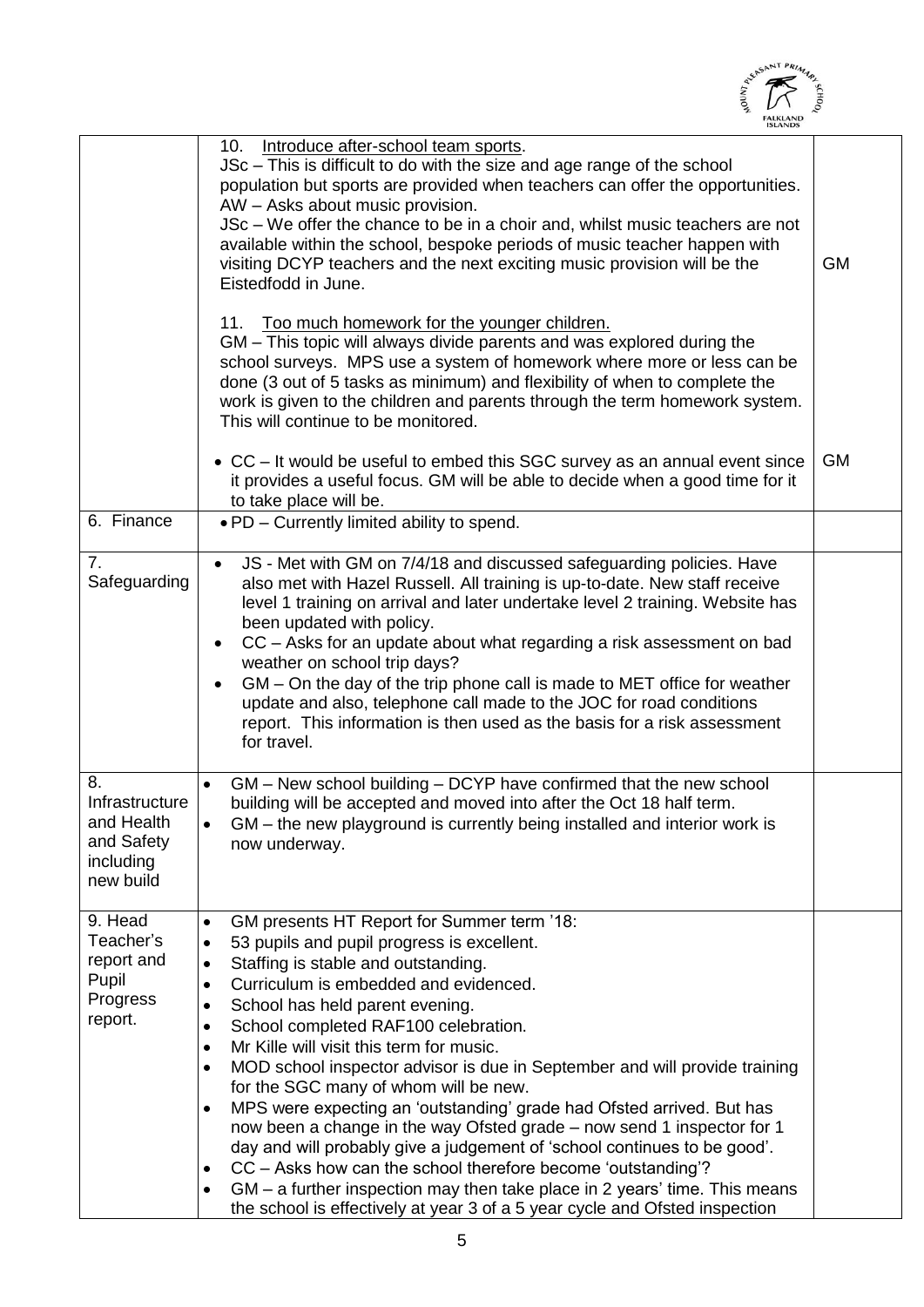| | | |
|---|---|---|
| | 10. Introduce after-school team sports.<br>JSc – This is difficult to do with the size and age range of the school population but sports are provided when teachers can offer the opportunities.<br>AW – Asks about music provision.<br>JSc – We offer the chance to be in a choir and, whilst music teachers are not available within the school, bespoke periods of music teacher happen with visiting DCYP teachers and the next exciting music provision will be the Eistedfodd in June.<br><br>11. Too much homework for the younger children.<br>GM – This topic will always divide parents and was explored during the school surveys. MPS use a system of homework where more or less can be done (3 out of 5 tasks as minimum) and flexibility of when to complete the work is given to the children and parents through the term homework system. This will continue to be monitored.<br><br>• CC – It would be useful to embed this SGC survey as an annual event since it provides a useful focus. GM will be able to decide when a good time for it to take place will be. | GM<br><br><br><br><br><br><br><br>GM |
| 6. Finance | • PD – Currently limited ability to spend. | |
| 7. Safeguarding | • JS - Met with GM on 7/4/18 and discussed safeguarding policies. Have also met with Hazel Russell. All training is up-to-date. New staff receive level 1 training on arrival and later undertake level 2 training. Website has been updated with policy.<br>• CC – Asks for an update about what regarding a risk assessment on bad weather on school trip days?<br>• GM – On the day of the trip phone call is made to MET office for weather update and also, telephone call made to the JOC for road conditions report. This information is then used as the basis for a risk assessment for travel. | |
| 8. Infrastructure and Health and Safety including new build | • GM – New school building – DCYP have confirmed that the new school building will be accepted and moved into after the Oct 18 half term.<br>• GM – the new playground is currently being installed and interior work is now underway. | |
| 9. Head Teacher's report and Pupil Progress report. | • GM presents HT Report for Summer term '18:<br>• 53 pupils and pupil progress is excellent.<br>• Staffing is stable and outstanding.<br>• Curriculum is embedded and evidenced.<br>• School has held parent evening.<br>• School completed RAF100 celebration.<br>• Mr Kille will visit this term for music.<br>• MOD school inspector advisor is due in September and will provide training for the SGC many of whom will be new.<br>• MPS were expecting an 'outstanding' grade had Ofsted arrived. But has now been a change in the way Ofsted grade – now send 1 inspector for 1 day and will probably give a judgement of 'school continues to be good'.<br>• CC – Asks how can the school therefore become 'outstanding'?<br>• GM – a further inspection may then take place in 2 years' time. This means the school is effectively at year 3 of a 5 year cycle and Ofsted inspection | |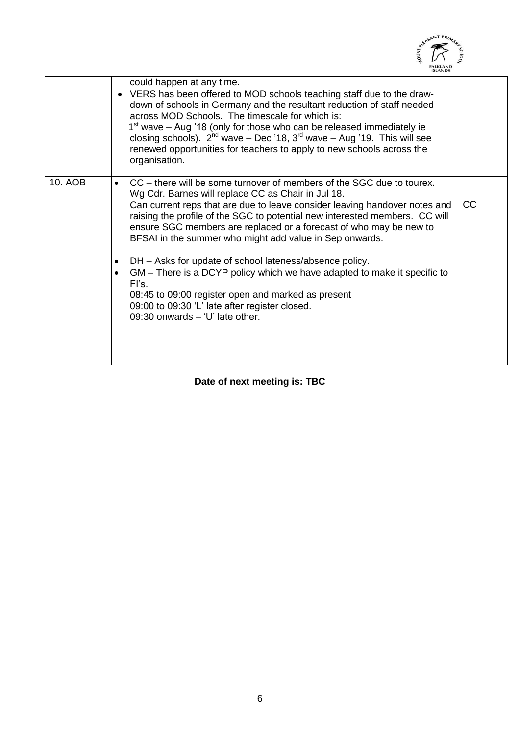| | | |
|---|---|---|
| | could happen at any time.<br>• VERS has been offered to MOD schools teaching staff due to the draw-down of schools in Germany and the resultant reduction of staff needed across MOD Schools. The timescale for which is:<br>1st wave – Aug '18 (only for those who can be released immediately ie closing schools). 2nd wave – Dec '18, 3rd wave – Aug '19. This will see renewed opportunities for teachers to apply to new schools across the organisation. | |
| 10. AOB | • CC – there will be some turnover of members of the SGC due to tourex. Wg Cdr. Barnes will replace CC as Chair in Jul 18.<br>Can current reps that are due to leave consider leaving handover notes and raising the profile of the SGC to potential new interested members. CC will ensure SGC members are replaced or a forecast of who may be new to BFSAI in the summer who might add value in Sep onwards.<br><br>• DH – Asks for update of school lateness/absence policy.<br>• GM – There is a DCYP policy which we have adapted to make it specific to FI's.<br>08:45 to 09:00 register open and marked as present<br>09:00 to 09:30 'L' late after register closed.<br>09:30 onwards – 'U' late other. | CC |

**Date of next meeting is: TBC**